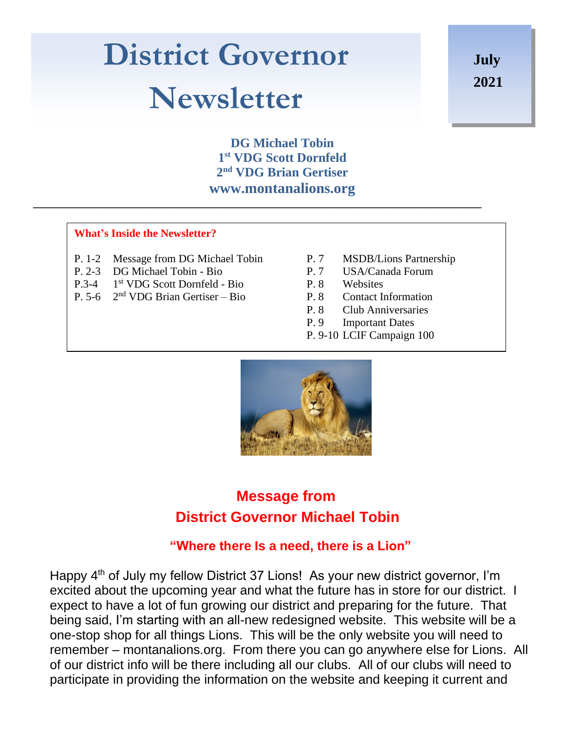# District Governor Newsletter

**July 2021**

**DG Michael Tobin**
**1st VDG Scott Dornfeld**
**2nd VDG Brian Gertiser**
**www.montanalions.org**

---

**What's Inside the Newsletter?**

| | | | |
|---|---|---|---|
| P. 1-2 | Message from DG Michael Tobin | P. 7 | MSDB/Lions Partnership |
| P. 2-3 | DG Michael Tobin - Bio | P. 7 | USA/Canada Forum |
| P.3-4 | 1st VDG Scott Dornfeld - Bio | P. 8 | Websites |
| P. 5-6 | 2nd VDG Brian Gertiser – Bio | P. 8 | Contact Information |
| | | P. 8 | Club Anniversaries |
| | | P. 9 | Important Dates |
| | | P. 9-10 | LCIF Campaign 100 |

## Message from District Governor Michael Tobin

### "Where there Is a need, there is a Lion"

Happy 4th of July my fellow District 37 Lions! As your new district governor, I'm excited about the upcoming year and what the future has in store for our district. I expect to have a lot of fun growing our district and preparing for the future. That being said, I'm starting with an all-new redesigned website. This website will be a one-stop shop for all things Lions. This will be the only website you will need to remember – montanalions.org. From there you can go anywhere else for Lions. All of our district info will be there including all our clubs. All of our clubs will need to participate in providing the information on the website and keeping it current and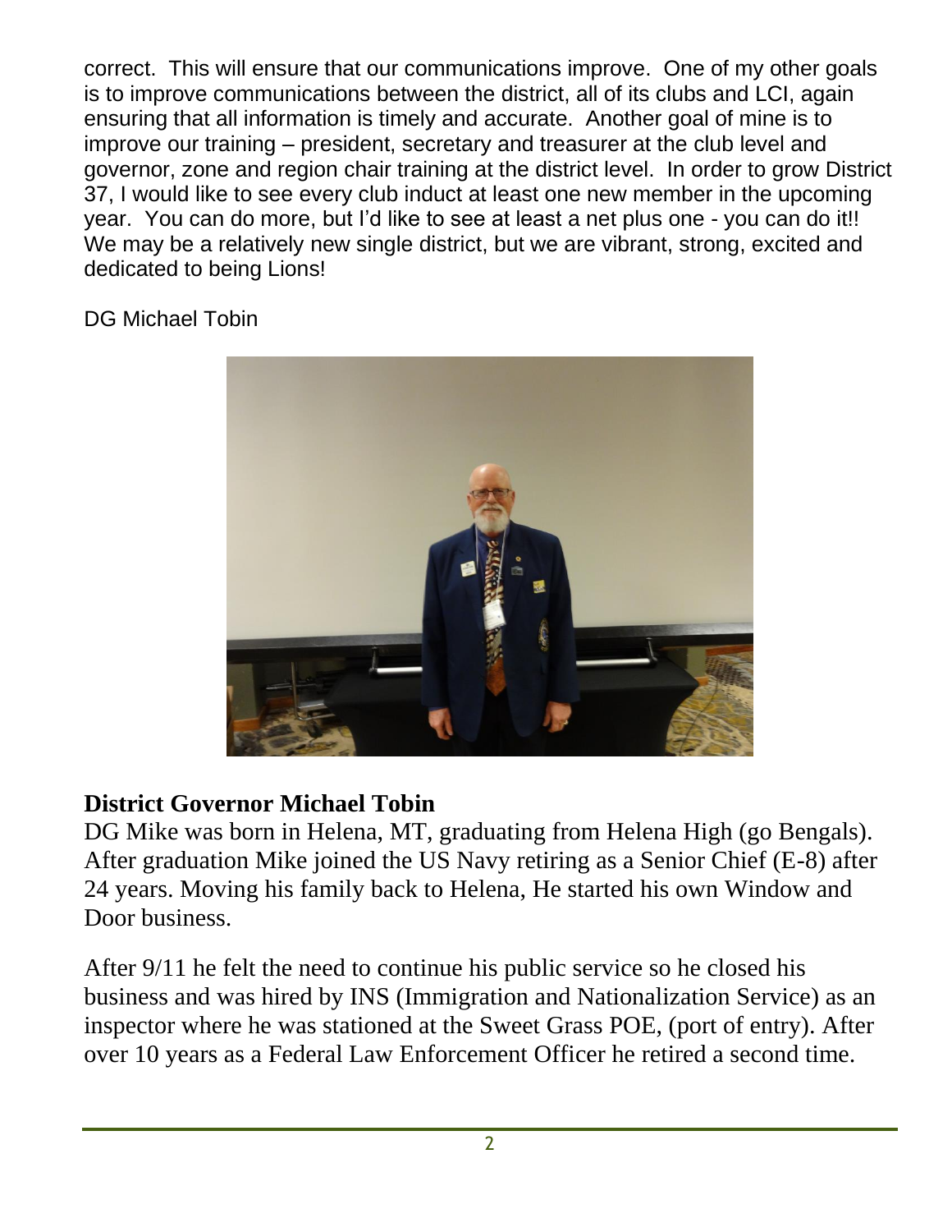correct. This will ensure that our communications improve. One of my other goals is to improve communications between the district, all of its clubs and LCI, again ensuring that all information is timely and accurate. Another goal of mine is to improve our training – president, secretary and treasurer at the club level and governor, zone and region chair training at the district level. In order to grow District 37, I would like to see every club induct at least one new member in the upcoming year. You can do more, but I'd like to see at least a net plus one - you can do it!! We may be a relatively new single district, but we are vibrant, strong, excited and dedicated to being Lions!

DG Michael Tobin

## District Governor Michael Tobin

DG Mike was born in Helena, MT, graduating from Helena High (go Bengals). After graduation Mike joined the US Navy retiring as a Senior Chief (E-8) after 24 years. Moving his family back to Helena, He started his own Window and Door business.

After 9/11 he felt the need to continue his public service so he closed his business and was hired by INS (Immigration and Nationalization Service) as an inspector where he was stationed at the Sweet Grass POE, (port of entry). After over 10 years as a Federal Law Enforcement Officer he retired a second time.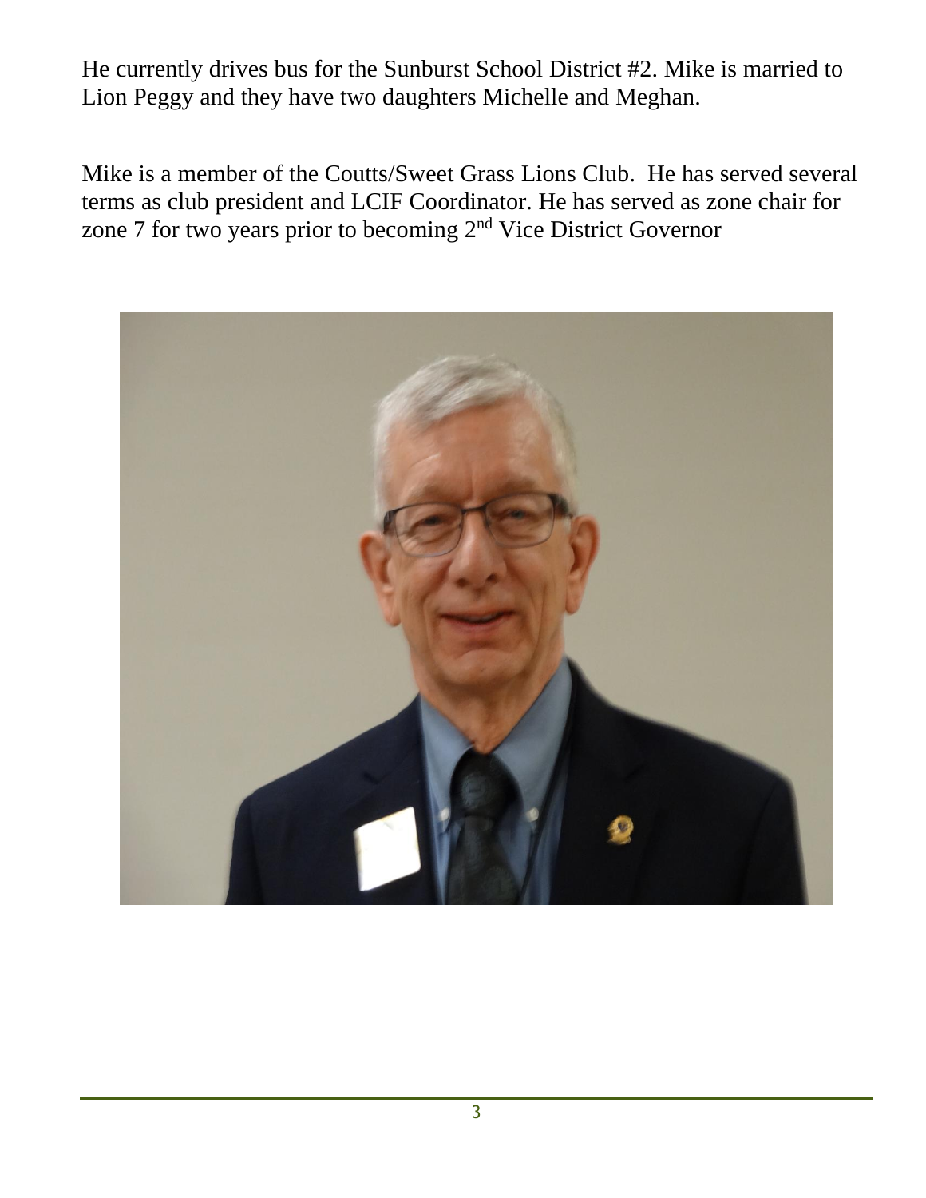He currently drives bus for the Sunburst School District #2. Mike is married to Lion Peggy and they have two daughters Michelle and Meghan.

Mike is a member of the Coutts/Sweet Grass Lions Club. He has served several terms as club president and LCIF Coordinator. He has served as zone chair for zone 7 for two years prior to becoming 2nd Vice District Governor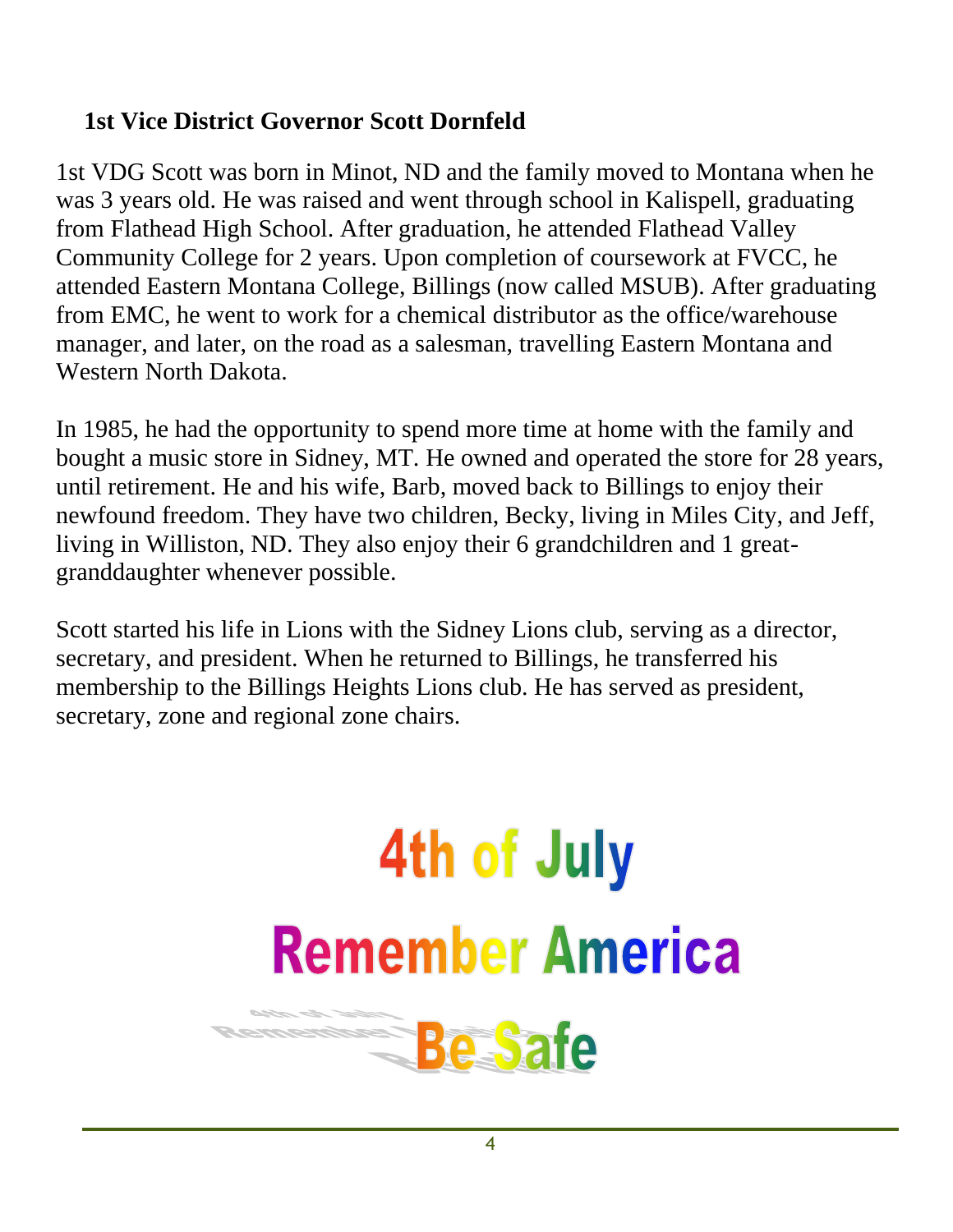## 1st Vice District Governor Scott Dornfeld

1st VDG Scott was born in Minot, ND and the family moved to Montana when he was 3 years old. He was raised and went through school in Kalispell, graduating from Flathead High School. After graduation, he attended Flathead Valley Community College for 2 years. Upon completion of coursework at FVCC, he attended Eastern Montana College, Billings (now called MSUB). After graduating from EMC, he went to work for a chemical distributor as the office/warehouse manager, and later, on the road as a salesman, travelling Eastern Montana and Western North Dakota.

In 1985, he had the opportunity to spend more time at home with the family and bought a music store in Sidney, MT. He owned and operated the store for 28 years, until retirement. He and his wife, Barb, moved back to Billings to enjoy their newfound freedom. They have two children, Becky, living in Miles City, and Jeff, living in Williston, ND. They also enjoy their 6 grandchildren and 1 great-granddaughter whenever possible.

Scott started his life in Lions with the Sidney Lions club, serving as a director, secretary, and president. When he returned to Billings, he transferred his membership to the Billings Heights Lions club. He has served as president, secretary, zone and regional zone chairs.

**4th of July**

**Remember America**

**Be Safe**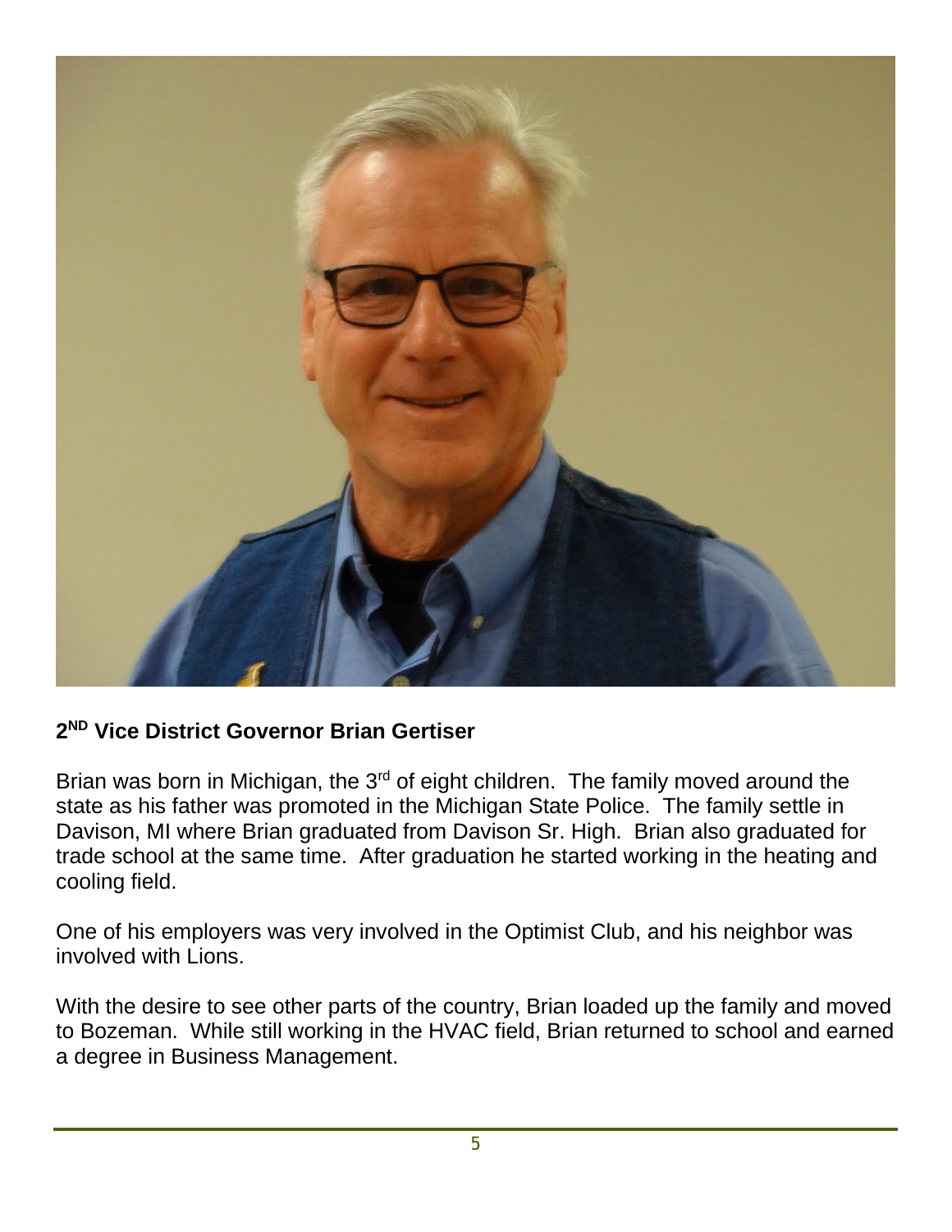**2ND Vice District Governor Brian Gertiser**

Brian was born in Michigan, the 3rd of eight children. The family moved around the state as his father was promoted in the Michigan State Police. The family settle in Davison, MI where Brian graduated from Davison Sr. High. Brian also graduated for trade school at the same time. After graduation he started working in the heating and cooling field.

One of his employers was very involved in the Optimist Club, and his neighbor was involved with Lions.

With the desire to see other parts of the country, Brian loaded up the family and moved to Bozeman. While still working in the HVAC field, Brian returned to school and earned a degree in Business Management.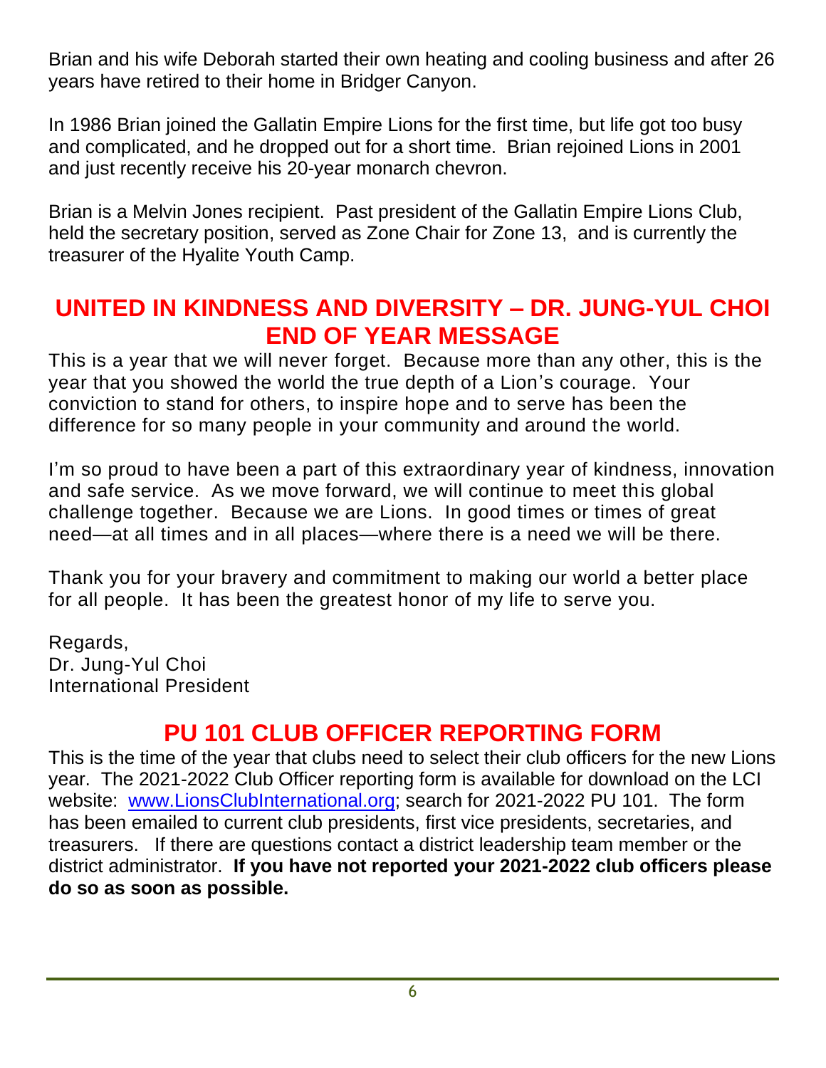Brian and his wife Deborah started their own heating and cooling business and after 26 years have retired to their home in Bridger Canyon.

In 1986 Brian joined the Gallatin Empire Lions for the first time, but life got too busy and complicated, and he dropped out for a short time. Brian rejoined Lions in 2001 and just recently receive his 20-year monarch chevron.

Brian is a Melvin Jones recipient. Past president of the Gallatin Empire Lions Club, held the secretary position, served as Zone Chair for Zone 13, and is currently the treasurer of the Hyalite Youth Camp.

## UNITED IN KINDNESS AND DIVERSITY – DR. JUNG-YUL CHOI END OF YEAR MESSAGE

This is a year that we will never forget. Because more than any other, this is the year that you showed the world the true depth of a Lion's courage. Your conviction to stand for others, to inspire hope and to serve has been the difference for so many people in your community and around the world.

I'm so proud to have been a part of this extraordinary year of kindness, innovation and safe service. As we move forward, we will continue to meet this global challenge together. Because we are Lions. In good times or times of great need—at all times and in all places—where there is a need we will be there.

Thank you for your bravery and commitment to making our world a better place for all people. It has been the greatest honor of my life to serve you.

Regards,
Dr. Jung-Yul Choi
International President

## PU 101 CLUB OFFICER REPORTING FORM

This is the time of the year that clubs need to select their club officers for the new Lions year. The 2021-2022 Club Officer reporting form is available for download on the LCI website: www.LionsClubInternational.org; search for 2021-2022 PU 101. The form has been emailed to current club presidents, first vice presidents, secretaries, and treasurers. If there are questions contact a district leadership team member or the district administrator. **If you have not reported your 2021-2022 club officers please do so as soon as possible.**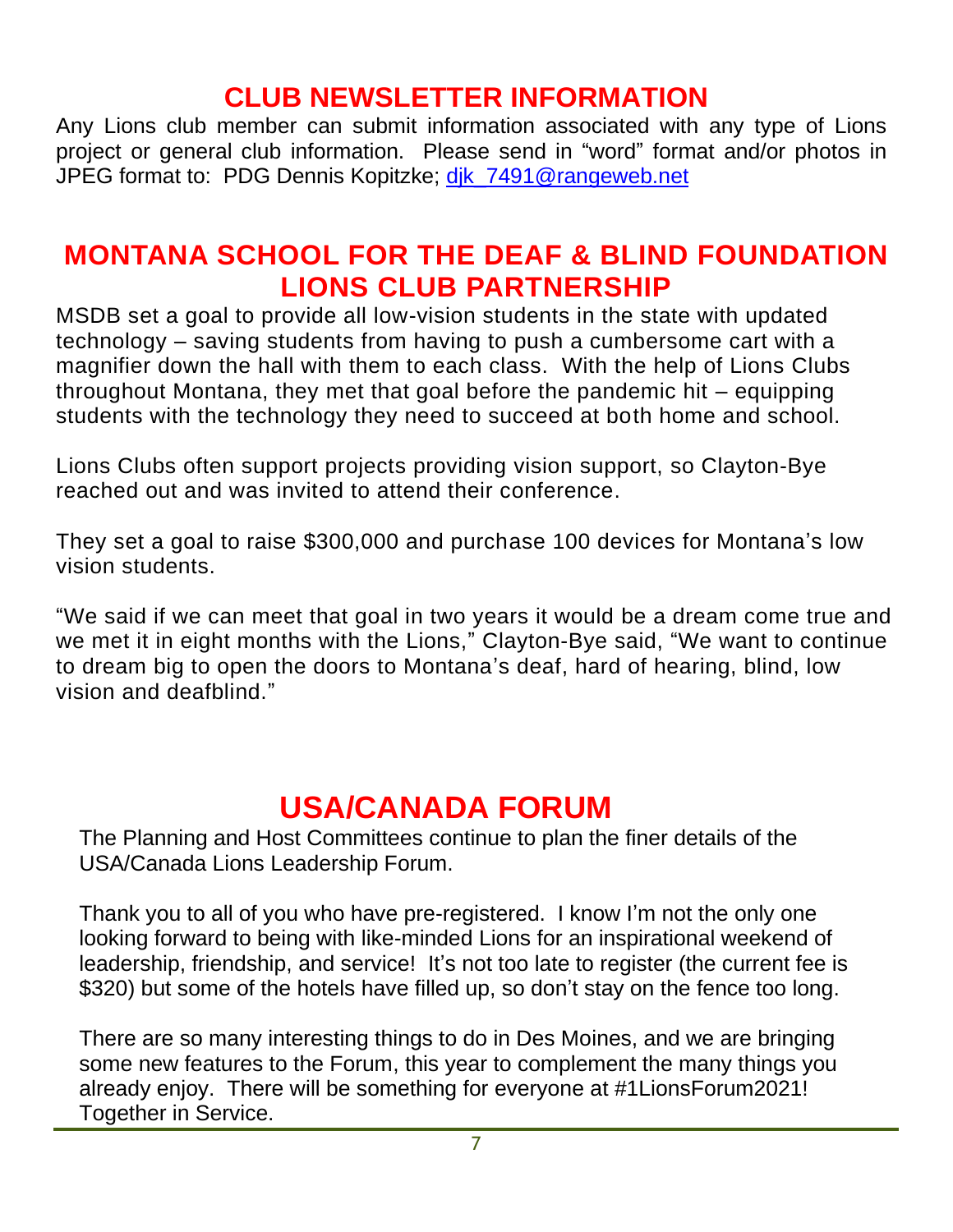## CLUB NEWSLETTER INFORMATION

Any Lions club member can submit information associated with any type of Lions project or general club information. Please send in "word" format and/or photos in JPEG format to: PDG Dennis Kopitzke; djk_7491@rangeweb.net

## MONTANA SCHOOL FOR THE DEAF & BLIND FOUNDATION LIONS CLUB PARTNERSHIP

MSDB set a goal to provide all low-vision students in the state with updated technology – saving students from having to push a cumbersome cart with a magnifier down the hall with them to each class. With the help of Lions Clubs throughout Montana, they met that goal before the pandemic hit – equipping students with the technology they need to succeed at both home and school.

Lions Clubs often support projects providing vision support, so Clayton-Bye reached out and was invited to attend their conference.

They set a goal to raise $300,000 and purchase 100 devices for Montana's low vision students.

"We said if we can meet that goal in two years it would be a dream come true and we met it in eight months with the Lions," Clayton-Bye said, "We want to continue to dream big to open the doors to Montana's deaf, hard of hearing, blind, low vision and deafblind."

## USA/CANADA FORUM

The Planning and Host Committees continue to plan the finer details of the USA/Canada Lions Leadership Forum.

Thank you to all of you who have pre-registered. I know I'm not the only one looking forward to being with like-minded Lions for an inspirational weekend of leadership, friendship, and service! It's not too late to register (the current fee is $320) but some of the hotels have filled up, so don't stay on the fence too long.

There are so many interesting things to do in Des Moines, and we are bringing some new features to the Forum, this year to complement the many things you already enjoy. There will be something for everyone at #1LionsForum2021! Together in Service.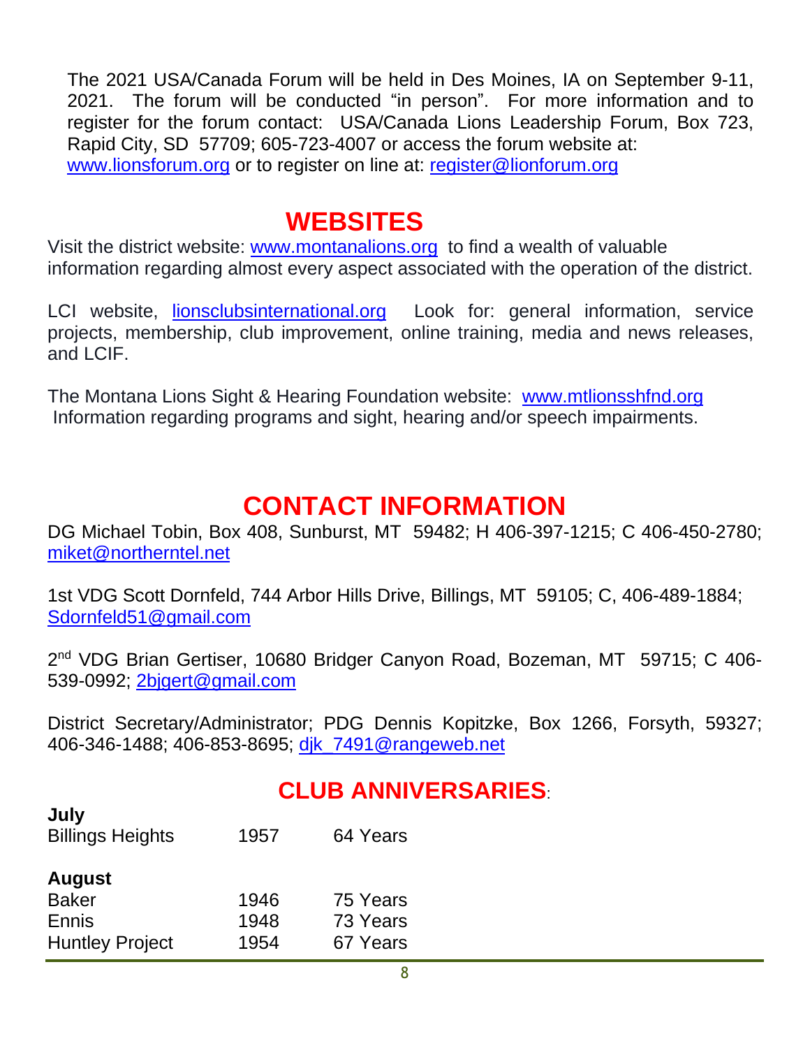The 2021 USA/Canada Forum will be held in Des Moines, IA on September 9-11, 2021. The forum will be conducted "in person". For more information and to register for the forum contact: USA/Canada Lions Leadership Forum, Box 723, Rapid City, SD 57709; 605-723-4007 or access the forum website at: www.lionsforum.org or to register on line at: register@lionforum.org

## WEBSITES

Visit the district website: www.montanalions.org to find a wealth of valuable information regarding almost every aspect associated with the operation of the district.

LCI website, lionsclubsinternational.org Look for: general information, service projects, membership, club improvement, online training, media and news releases, and LCIF.

The Montana Lions Sight & Hearing Foundation website: www.mtlionsshfnd.org Information regarding programs and sight, hearing and/or speech impairments.

## CONTACT INFORMATION

DG Michael Tobin, Box 408, Sunburst, MT 59482; H 406-397-1215; C 406-450-2780; miket@northerntel.net

1st VDG Scott Dornfeld, 744 Arbor Hills Drive, Billings, MT 59105; C, 406-489-1884; Sdornfeld51@gmail.com

2nd VDG Brian Gertiser, 10680 Bridger Canyon Road, Bozeman, MT 59715; C 406-539-0992; 2bjgert@gmail.com

District Secretary/Administrator; PDG Dennis Kopitzke, Box 1266, Forsyth, 59327; 406-346-1488; 406-853-8695; djk_7491@rangeweb.net

## CLUB ANNIVERSARIES:

**July**

| | | |
|---|---|---|
| Billings Heights | 1957 | 64 Years |

**August**

| | | |
|---|---|---|
| Baker | 1946 | 75 Years |
| Ennis | 1948 | 73 Years |
| Huntley Project | 1954 | 67 Years |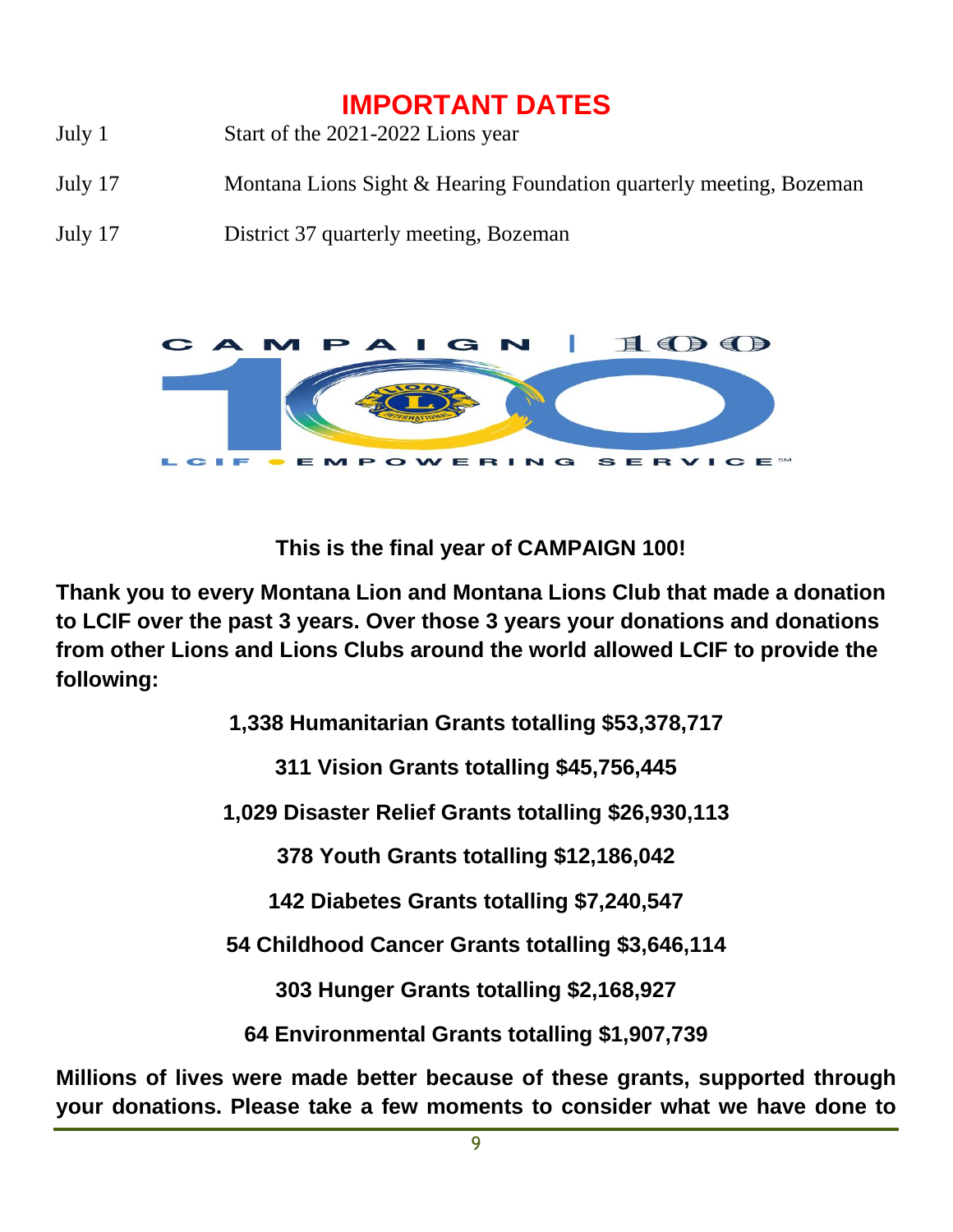# IMPORTANT DATES

| | |
|---|---|
| July 1 | Start of the 2021-2022 Lions year |
| July 17 | Montana Lions Sight & Hearing Foundation quarterly meeting, Bozeman |
| July 17 | District 37 quarterly meeting, Bozeman |

CAMPAIGN | 100

LCIF • EMPOWERING SERVICE℠

**This is the final year of CAMPAIGN 100!**

**Thank you to every Montana Lion and Montana Lions Club that made a donation to LCIF over the past 3 years. Over those 3 years your donations and donations from other Lions and Lions Clubs around the world allowed LCIF to provide the following:**

**1,338 Humanitarian Grants totalling $53,378,717**

**311 Vision Grants totalling $45,756,445**

**1,029 Disaster Relief Grants totalling $26,930,113**

**378 Youth Grants totalling $12,186,042**

**142 Diabetes Grants totalling $7,240,547**

**54 Childhood Cancer Grants totalling $3,646,114**

**303 Hunger Grants totalling $2,168,927**

**64 Environmental Grants totalling $1,907,739**

**Millions of lives were made better because of these grants, supported through your donations. Please take a few moments to consider what we have done to**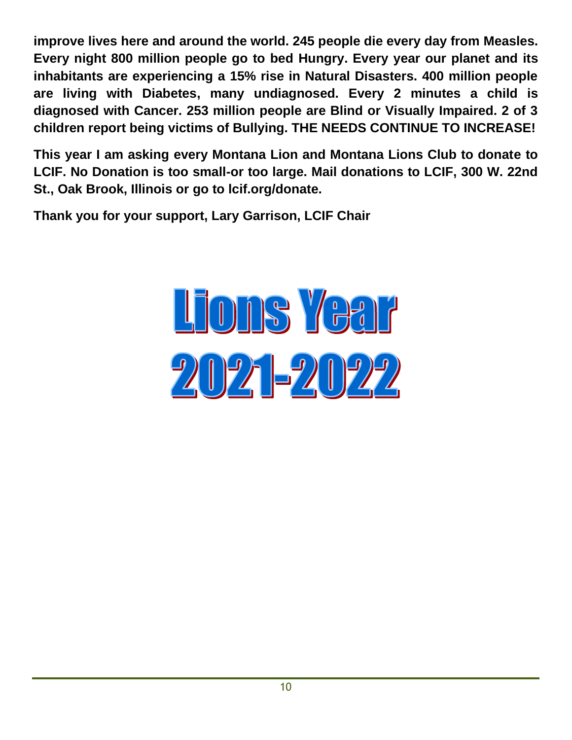**improve lives here and around the world. 245 people die every day from Measles. Every night 800 million people go to bed Hungry. Every year our planet and its inhabitants are experiencing a 15% rise in Natural Disasters. 400 million people are living with Diabetes, many undiagnosed. Every 2 minutes a child is diagnosed with Cancer. 253 million people are Blind or Visually Impaired. 2 of 3 children report being victims of Bullying. THE NEEDS CONTINUE TO INCREASE!**

**This year I am asking every Montana Lion and Montana Lions Club to donate to LCIF. No Donation is too small-or too large. Mail donations to LCIF, 300 W. 22nd St., Oak Brook, Illinois or go to lcif.org/donate.**

**Thank you for your support, Lary Garrison, LCIF Chair**

# Lions Year 2021-2022